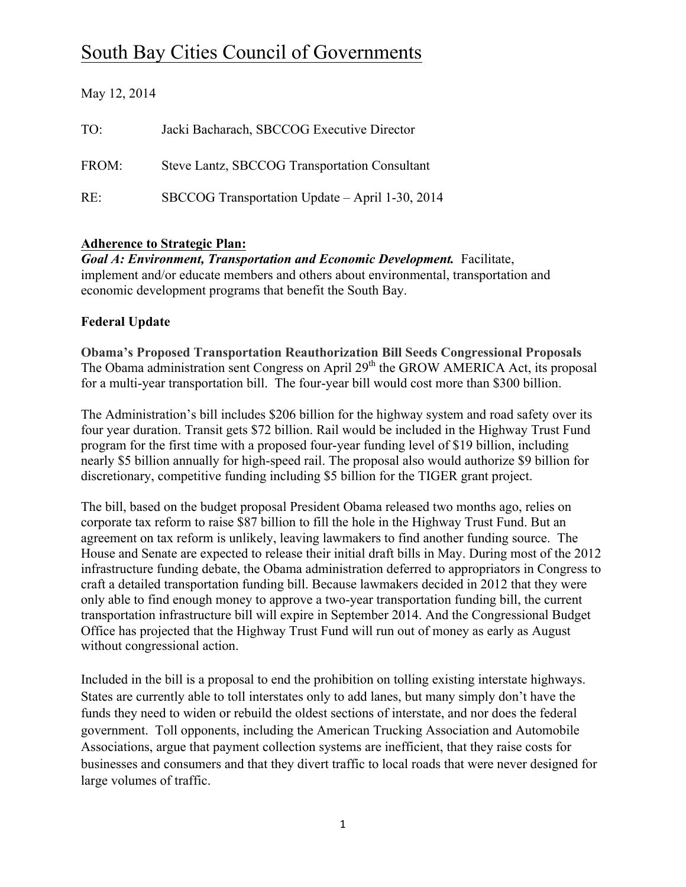# South Bay Cities Council of Governments

May 12, 2014

TO: Jacki Bacharach, SBCCOG Executive Director

FROM: Steve Lantz, SBCCOG Transportation Consultant

RE: SBCCOG Transportation Update – April 1-30, 2014

**Adherence to Strategic Plan:**
***Goal A: Environment, Transportation and Economic Development.*** Facilitate, implement and/or educate members and others about environmental, transportation and economic development programs that benefit the South Bay.

**Federal Update**

**Obama's Proposed Transportation Reauthorization Bill Seeds Congressional Proposals**
The Obama administration sent Congress on April 29th the GROW AMERICA Act, its proposal for a multi-year transportation bill. The four-year bill would cost more than $300 billion.

The Administration's bill includes $206 billion for the highway system and road safety over its four year duration. Transit gets $72 billion. Rail would be included in the Highway Trust Fund program for the first time with a proposed four-year funding level of $19 billion, including nearly $5 billion annually for high-speed rail. The proposal also would authorize $9 billion for discretionary, competitive funding including $5 billion for the TIGER grant project.

The bill, based on the budget proposal President Obama released two months ago, relies on corporate tax reform to raise $87 billion to fill the hole in the Highway Trust Fund. But an agreement on tax reform is unlikely, leaving lawmakers to find another funding source. The House and Senate are expected to release their initial draft bills in May. During most of the 2012 infrastructure funding debate, the Obama administration deferred to appropriators in Congress to craft a detailed transportation funding bill. Because lawmakers decided in 2012 that they were only able to find enough money to approve a two-year transportation funding bill, the current transportation infrastructure bill will expire in September 2014. And the Congressional Budget Office has projected that the Highway Trust Fund will run out of money as early as August without congressional action.

Included in the bill is a proposal to end the prohibition on tolling existing interstate highways. States are currently able to toll interstates only to add lanes, but many simply don't have the funds they need to widen or rebuild the oldest sections of interstate, and nor does the federal government. Toll opponents, including the American Trucking Association and Automobile Associations, argue that payment collection systems are inefficient, that they raise costs for businesses and consumers and that they divert traffic to local roads that were never designed for large volumes of traffic.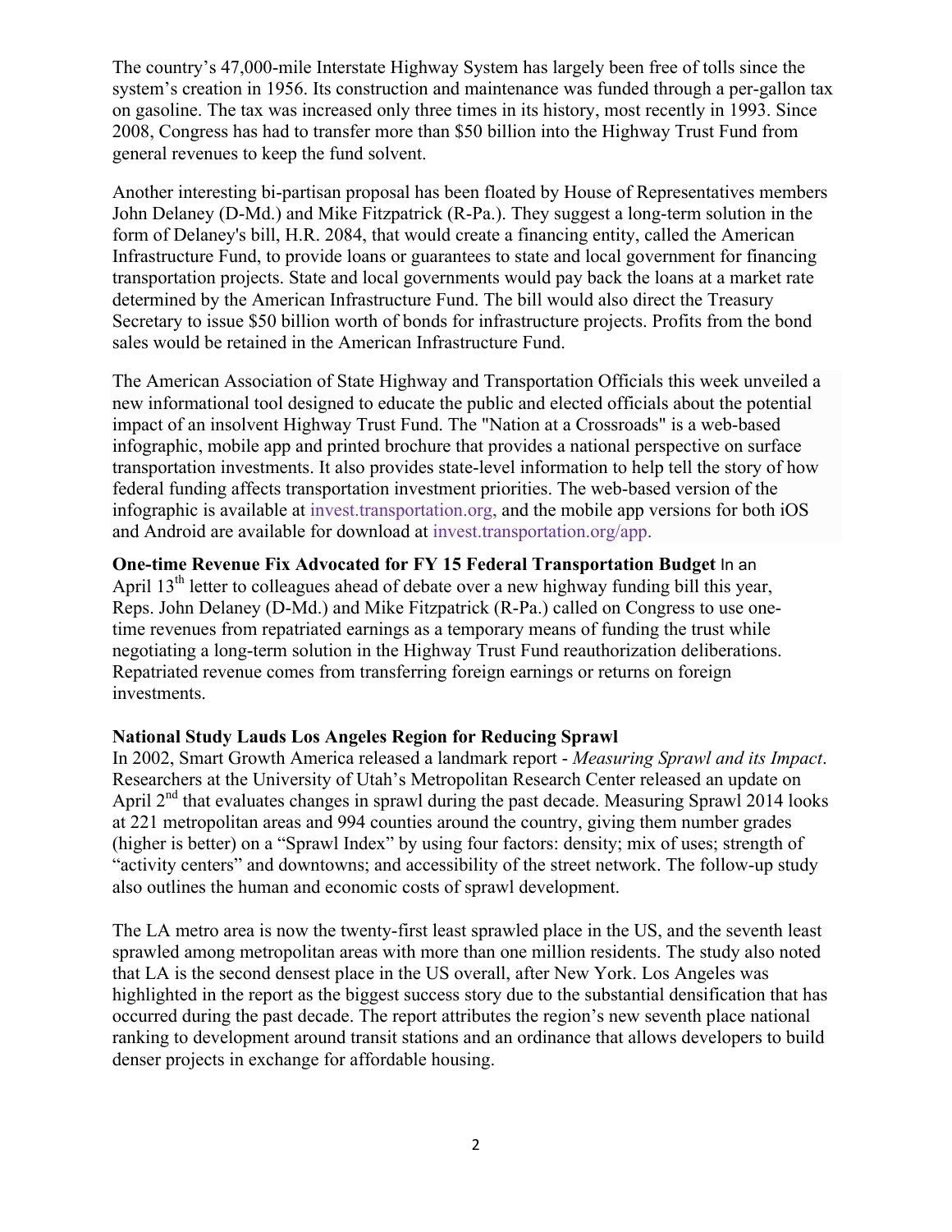The country's 47,000-mile Interstate Highway System has largely been free of tolls since the system's creation in 1956. Its construction and maintenance was funded through a per-gallon tax on gasoline. The tax was increased only three times in its history, most recently in 1993. Since 2008, Congress has had to transfer more than $50 billion into the Highway Trust Fund from general revenues to keep the fund solvent.

Another interesting bi-partisan proposal has been floated by House of Representatives members John Delaney (D-Md.) and Mike Fitzpatrick (R-Pa.). They suggest a long-term solution in the form of Delaney's bill, H.R. 2084, that would create a financing entity, called the American Infrastructure Fund, to provide loans or guarantees to state and local government for financing transportation projects. State and local governments would pay back the loans at a market rate determined by the American Infrastructure Fund. The bill would also direct the Treasury Secretary to issue $50 billion worth of bonds for infrastructure projects. Profits from the bond sales would be retained in the American Infrastructure Fund.

The American Association of State Highway and Transportation Officials this week unveiled a new informational tool designed to educate the public and elected officials about the potential impact of an insolvent Highway Trust Fund. The "Nation at a Crossroads" is a web-based infographic, mobile app and printed brochure that provides a national perspective on surface transportation investments. It also provides state-level information to help tell the story of how federal funding affects transportation investment priorities. The web-based version of the infographic is available at invest.transportation.org, and the mobile app versions for both iOS and Android are available for download at invest.transportation.org/app.

**One-time Revenue Fix Advocated for FY 15 Federal Transportation Budget** In an April 13th letter to colleagues ahead of debate over a new highway funding bill this year, Reps. John Delaney (D-Md.) and Mike Fitzpatrick (R-Pa.) called on Congress to use one-time revenues from repatriated earnings as a temporary means of funding the trust while negotiating a long-term solution in the Highway Trust Fund reauthorization deliberations. Repatriated revenue comes from transferring foreign earnings or returns on foreign investments.

**National Study Lauds Los Angeles Region for Reducing Sprawl**

In 2002, Smart Growth America released a landmark report - *Measuring Sprawl and its Impact*. Researchers at the University of Utah's Metropolitan Research Center released an update on April 2nd that evaluates changes in sprawl during the past decade. Measuring Sprawl 2014 looks at 221 metropolitan areas and 994 counties around the country, giving them number grades (higher is better) on a "Sprawl Index" by using four factors: density; mix of uses; strength of "activity centers" and downtowns; and accessibility of the street network. The follow-up study also outlines the human and economic costs of sprawl development.

The LA metro area is now the twenty-first least sprawled place in the US, and the seventh least sprawled among metropolitan areas with more than one million residents. The study also noted that LA is the second densest place in the US overall, after New York. Los Angeles was highlighted in the report as the biggest success story due to the substantial densification that has occurred during the past decade. The report attributes the region's new seventh place national ranking to development around transit stations and an ordinance that allows developers to build denser projects in exchange for affordable housing.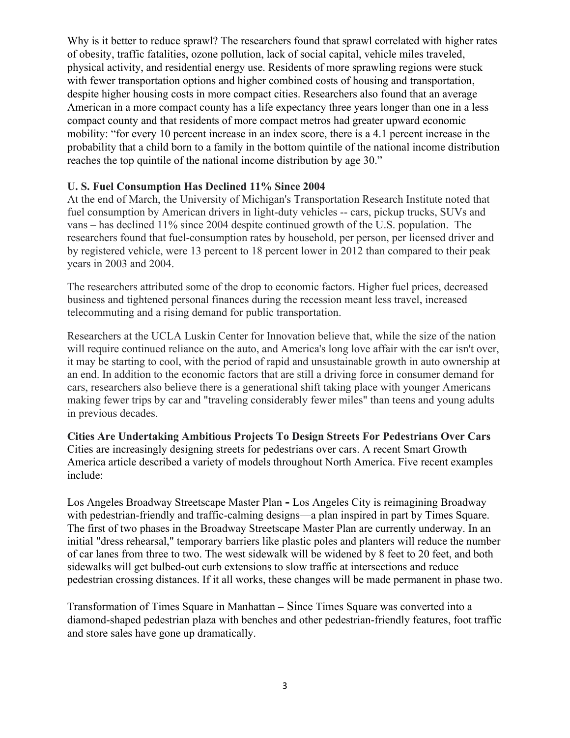Why is it better to reduce sprawl? The researchers found that sprawl correlated with higher rates of obesity, traffic fatalities, ozone pollution, lack of social capital, vehicle miles traveled, physical activity, and residential energy use. Residents of more sprawling regions were stuck with fewer transportation options and higher combined costs of housing and transportation, despite higher housing costs in more compact cities. Researchers also found that an average American in a more compact county has a life expectancy three years longer than one in a less compact county and that residents of more compact metros had greater upward economic mobility: "for every 10 percent increase in an index score, there is a 4.1 percent increase in the probability that a child born to a family in the bottom quintile of the national income distribution reaches the top quintile of the national income distribution by age 30."

**U. S. Fuel Consumption Has Declined 11% Since 2004**

At the end of March, the University of Michigan's Transportation Research Institute noted that fuel consumption by American drivers in light-duty vehicles -- cars, pickup trucks, SUVs and vans – has declined 11% since 2004 despite continued growth of the U.S. population. The researchers found that fuel-consumption rates by household, per person, per licensed driver and by registered vehicle, were 13 percent to 18 percent lower in 2012 than compared to their peak years in 2003 and 2004.

The researchers attributed some of the drop to economic factors. Higher fuel prices, decreased business and tightened personal finances during the recession meant less travel, increased telecommuting and a rising demand for public transportation.

Researchers at the UCLA Luskin Center for Innovation believe that, while the size of the nation will require continued reliance on the auto, and America's long love affair with the car isn't over, it may be starting to cool, with the period of rapid and unsustainable growth in auto ownership at an end. In addition to the economic factors that are still a driving force in consumer demand for cars, researchers also believe there is a generational shift taking place with younger Americans making fewer trips by car and "traveling considerably fewer miles" than teens and young adults in previous decades.

**Cities Are Undertaking Ambitious Projects To Design Streets For Pedestrians Over Cars**

Cities are increasingly designing streets for pedestrians over cars. A recent Smart Growth America article described a variety of models throughout North America. Five recent examples include:

Los Angeles Broadway Streetscape Master Plan **-** Los Angeles City is reimagining Broadway with pedestrian-friendly and traffic-calming designs—a plan inspired in part by Times Square. The first of two phases in the Broadway Streetscape Master Plan are currently underway. In an initial "dress rehearsal," temporary barriers like plastic poles and planters will reduce the number of car lanes from three to two. The west sidewalk will be widened by 8 feet to 20 feet, and both sidewalks will get bulbed-out curb extensions to slow traffic at intersections and reduce pedestrian crossing distances. If it all works, these changes will be made permanent in phase two.

Transformation of Times Square in Manhattan **–** Since Times Square was converted into a diamond-shaped pedestrian plaza with benches and other pedestrian-friendly features, foot traffic and store sales have gone up dramatically.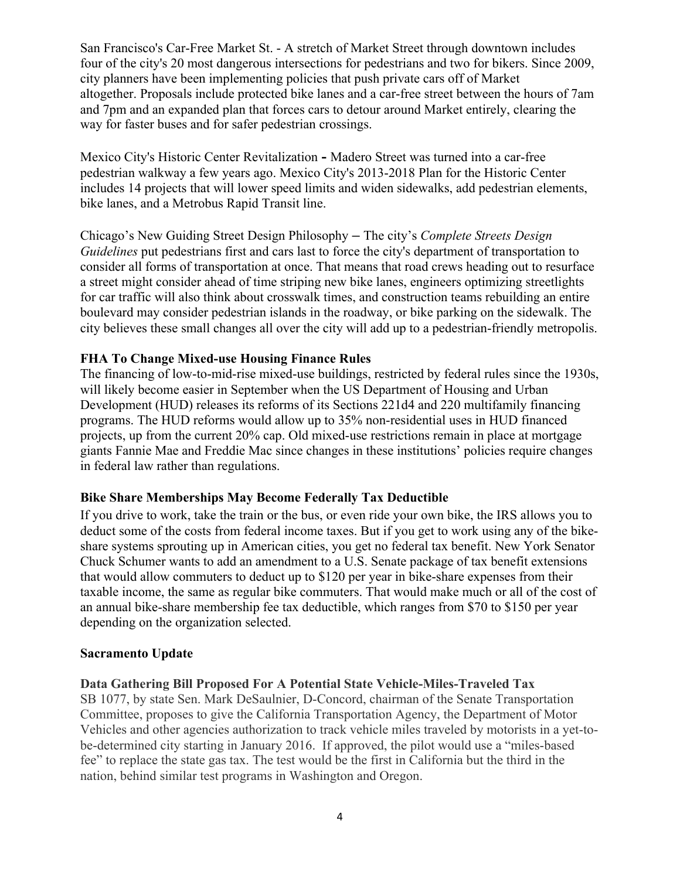San Francisco's Car-Free Market St. - A stretch of Market Street through downtown includes four of the city's 20 most dangerous intersections for pedestrians and two for bikers. Since 2009, city planners have been implementing policies that push private cars off of Market altogether. Proposals include protected bike lanes and a car-free street between the hours of 7am and 7pm and an expanded plan that forces cars to detour around Market entirely, clearing the way for faster buses and for safer pedestrian crossings.

Mexico City's Historic Center Revitalization **-** Madero Street was turned into a car-free pedestrian walkway a few years ago. Mexico City's 2013-2018 Plan for the Historic Center includes 14 projects that will lower speed limits and widen sidewalks, add pedestrian elements, bike lanes, and a Metrobus Rapid Transit line.

Chicago's New Guiding Street Design Philosophy – The city's *Complete Streets Design Guidelines* put pedestrians first and cars last to force the city's department of transportation to consider all forms of transportation at once. That means that road crews heading out to resurface a street might consider ahead of time striping new bike lanes, engineers optimizing streetlights for car traffic will also think about crosswalk times, and construction teams rebuilding an entire boulevard may consider pedestrian islands in the roadway, or bike parking on the sidewalk. The city believes these small changes all over the city will add up to a pedestrian-friendly metropolis.

**FHA To Change Mixed-use Housing Finance Rules**

The financing of low-to-mid-rise mixed-use buildings, restricted by federal rules since the 1930s, will likely become easier in September when the US Department of Housing and Urban Development (HUD) releases its reforms of its Sections 221d4 and 220 multifamily financing programs. The HUD reforms would allow up to 35% non-residential uses in HUD financed projects, up from the current 20% cap. Old mixed-use restrictions remain in place at mortgage giants Fannie Mae and Freddie Mac since changes in these institutions' policies require changes in federal law rather than regulations.

**Bike Share Memberships May Become Federally Tax Deductible**

If you drive to work, take the train or the bus, or even ride your own bike, the IRS allows you to deduct some of the costs from federal income taxes. But if you get to work using any of the bike-share systems sprouting up in American cities, you get no federal tax benefit. New York Senator Chuck Schumer wants to add an amendment to a U.S. Senate package of tax benefit extensions that would allow commuters to deduct up to $120 per year in bike-share expenses from their taxable income, the same as regular bike commuters. That would make much or all of the cost of an annual bike-share membership fee tax deductible, which ranges from $70 to $150 per year depending on the organization selected.

## Sacramento Update

**Data Gathering Bill Proposed For A Potential State Vehicle-Miles-Traveled Tax**

SB 1077, by state Sen. Mark DeSaulnier, D-Concord, chairman of the Senate Transportation Committee, proposes to give the California Transportation Agency, the Department of Motor Vehicles and other agencies authorization to track vehicle miles traveled by motorists in a yet-to-be-determined city starting in January 2016. If approved, the pilot would use a "miles-based fee" to replace the state gas tax. The test would be the first in California but the third in the nation, behind similar test programs in Washington and Oregon.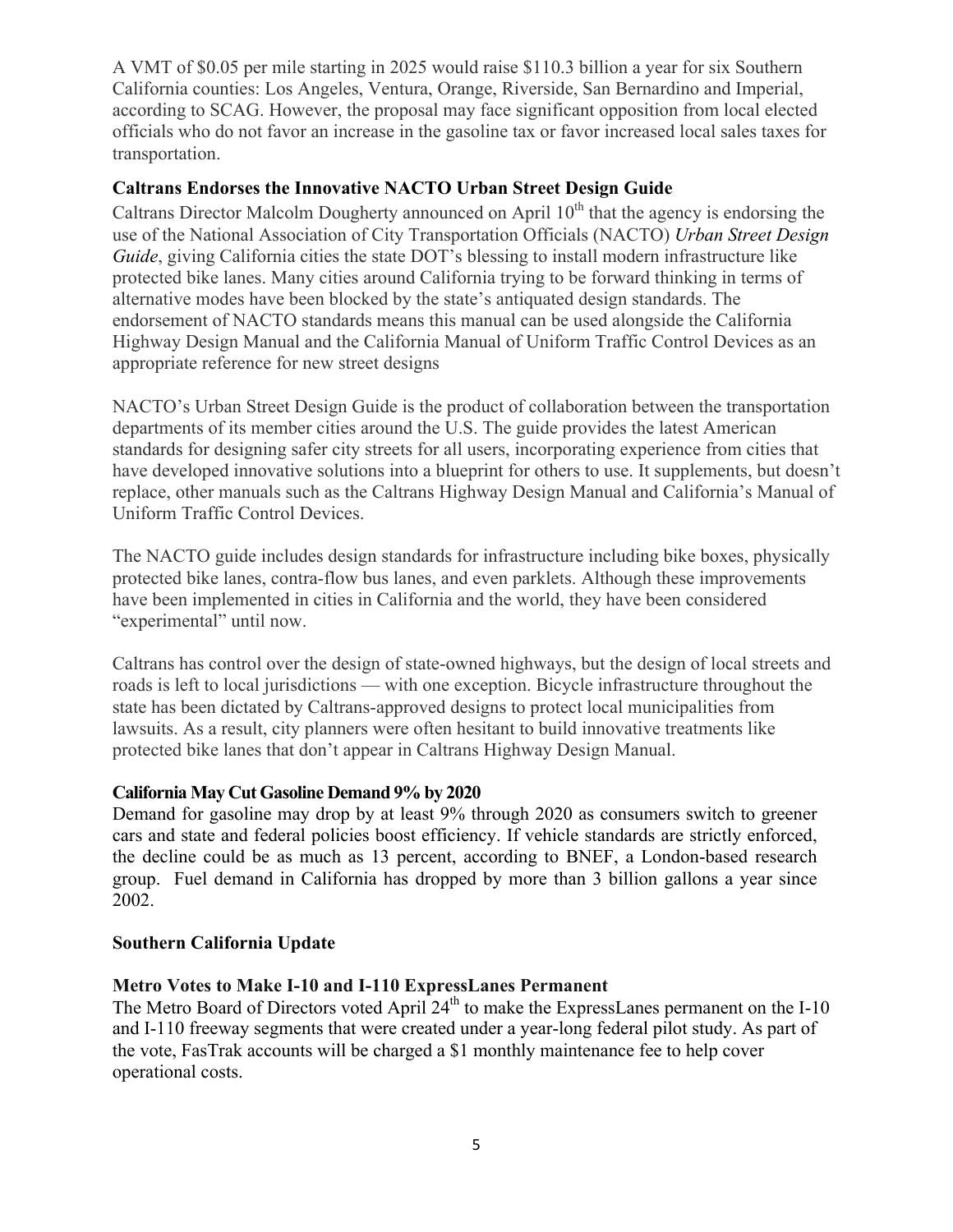A VMT of $0.05 per mile starting in 2025 would raise $110.3 billion a year for six Southern California counties: Los Angeles, Ventura, Orange, Riverside, San Bernardino and Imperial, according to SCAG. However, the proposal may face significant opposition from local elected officials who do not favor an increase in the gasoline tax or favor increased local sales taxes for transportation.

### Caltrans Endorses the Innovative NACTO Urban Street Design Guide

Caltrans Director Malcolm Dougherty announced on April 10th that the agency is endorsing the use of the National Association of City Transportation Officials (NACTO) *Urban Street Design Guide*, giving California cities the state DOT's blessing to install modern infrastructure like protected bike lanes. Many cities around California trying to be forward thinking in terms of alternative modes have been blocked by the state's antiquated design standards. The endorsement of NACTO standards means this manual can be used alongside the California Highway Design Manual and the California Manual of Uniform Traffic Control Devices as an appropriate reference for new street designs

NACTO's Urban Street Design Guide is the product of collaboration between the transportation departments of its member cities around the U.S. The guide provides the latest American standards for designing safer city streets for all users, incorporating experience from cities that have developed innovative solutions into a blueprint for others to use. It supplements, but doesn't replace, other manuals such as the Caltrans Highway Design Manual and California's Manual of Uniform Traffic Control Devices.

The NACTO guide includes design standards for infrastructure including bike boxes, physically protected bike lanes, contra-flow bus lanes, and even parklets. Although these improvements have been implemented in cities in California and the world, they have been considered "experimental" until now.

Caltrans has control over the design of state-owned highways, but the design of local streets and roads is left to local jurisdictions — with one exception. Bicycle infrastructure throughout the state has been dictated by Caltrans-approved designs to protect local municipalities from lawsuits. As a result, city planners were often hesitant to build innovative treatments like protected bike lanes that don't appear in Caltrans Highway Design Manual.

### California May Cut Gasoline Demand 9% by 2020

Demand for gasoline may drop by at least 9% through 2020 as consumers switch to greener cars and state and federal policies boost efficiency. If vehicle standards are strictly enforced, the decline could be as much as 13 percent, according to BNEF, a London-based research group. Fuel demand in California has dropped by more than 3 billion gallons a year since 2002.

## Southern California Update

### Metro Votes to Make I-10 and I-110 ExpressLanes Permanent

The Metro Board of Directors voted April 24th to make the ExpressLanes permanent on the I-10 and I-110 freeway segments that were created under a year-long federal pilot study. As part of the vote, FasTrak accounts will be charged a $1 monthly maintenance fee to help cover operational costs.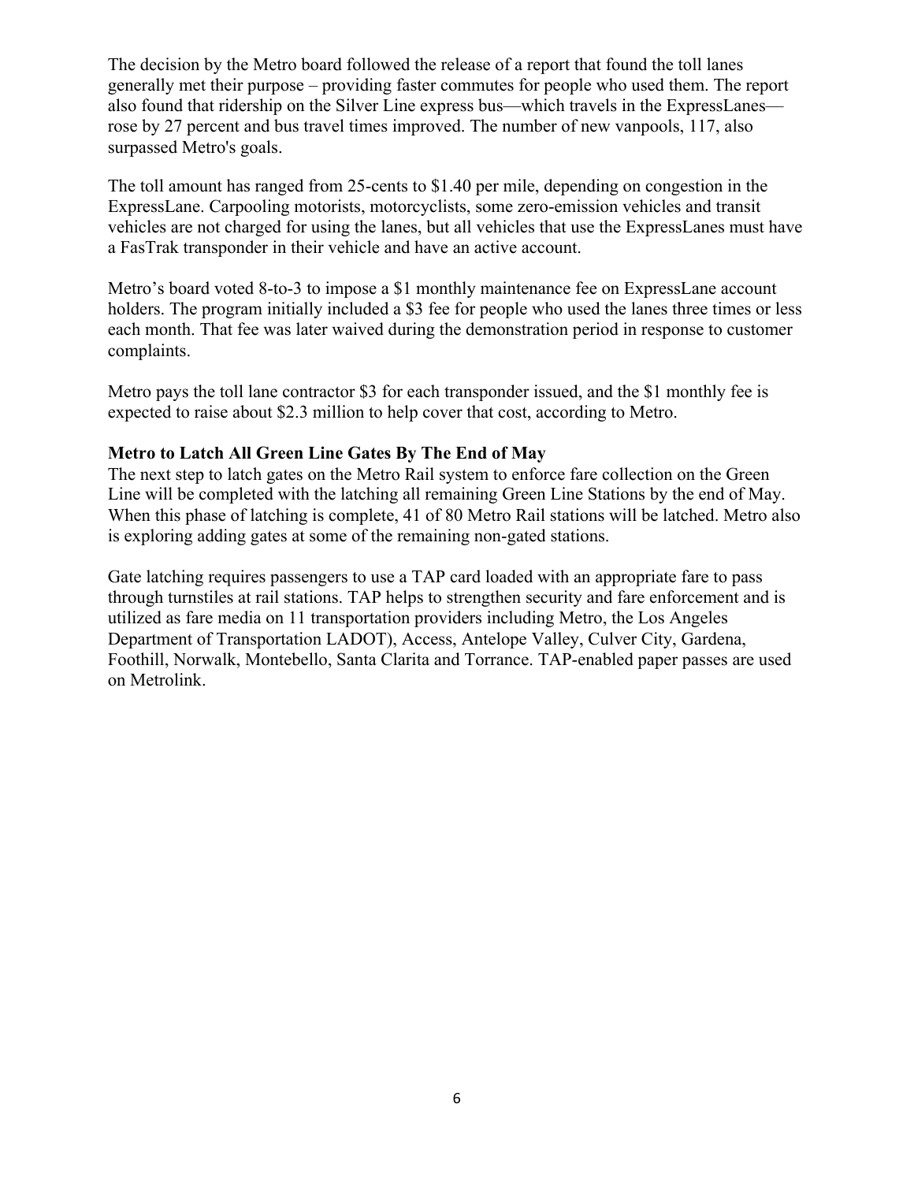The decision by the Metro board followed the release of a report that found the toll lanes generally met their purpose – providing faster commutes for people who used them. The report also found that ridership on the Silver Line express bus—which travels in the ExpressLanes—rose by 27 percent and bus travel times improved. The number of new vanpools, 117, also surpassed Metro's goals.

The toll amount has ranged from 25-cents to $1.40 per mile, depending on congestion in the ExpressLane. Carpooling motorists, motorcyclists, some zero-emission vehicles and transit vehicles are not charged for using the lanes, but all vehicles that use the ExpressLanes must have a FasTrak transponder in their vehicle and have an active account.

Metro's board voted 8-to-3 to impose a $1 monthly maintenance fee on ExpressLane account holders. The program initially included a $3 fee for people who used the lanes three times or less each month. That fee was later waived during the demonstration period in response to customer complaints.

Metro pays the toll lane contractor $3 for each transponder issued, and the $1 monthly fee is expected to raise about $2.3 million to help cover that cost, according to Metro.

**Metro to Latch All Green Line Gates By The End of May**

The next step to latch gates on the Metro Rail system to enforce fare collection on the Green Line will be completed with the latching all remaining Green Line Stations by the end of May. When this phase of latching is complete, 41 of 80 Metro Rail stations will be latched. Metro also is exploring adding gates at some of the remaining non-gated stations.

Gate latching requires passengers to use a TAP card loaded with an appropriate fare to pass through turnstiles at rail stations. TAP helps to strengthen security and fare enforcement and is utilized as fare media on 11 transportation providers including Metro, the Los Angeles Department of Transportation LADOT), Access, Antelope Valley, Culver City, Gardena, Foothill, Norwalk, Montebello, Santa Clarita and Torrance. TAP-enabled paper passes are used on Metrolink.